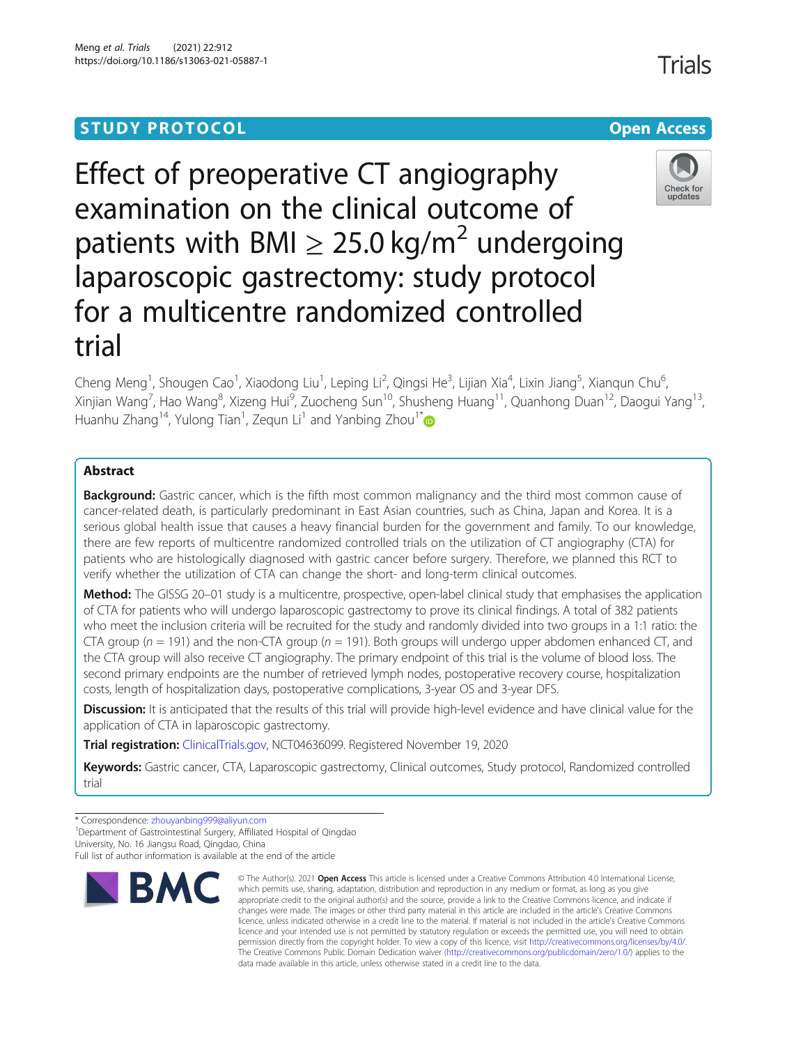STUDY PROTOCOL

Open Access

# Effect of preoperative CT angiography examination on the clinical outcome of patients with BMI ≥ 25.0 kg/m$^2$ undergoing laparoscopic gastrectomy: study protocol for a multicentre randomized controlled trial

Cheng Meng[1], Shougen Cao[1], Xiaodong Liu[1], Leping Li[2], Qingsi He[3], Lijian Xia[4], Lixin Jiang[5], Xianqun Chu[6], Xinjian Wang[7], Hao Wang[8], Xizeng Hui[9], Zuocheng Sun[10], Shusheng Huang[11], Quanhong Duan[12], Daogui Yang[13], Huanhu Zhang[14], Yulong Tian[1], Zequn Li[1] and Yanbing Zhou[1*]

## Abstract

**Background:** Gastric cancer, which is the fifth most common malignancy and the third most common cause of cancer-related death, is particularly predominant in East Asian countries, such as China, Japan and Korea. It is a serious global health issue that causes a heavy financial burden for the government and family. To our knowledge, there are few reports of multicentre randomized controlled trials on the utilization of CT angiography (CTA) for patients who are histologically diagnosed with gastric cancer before surgery. Therefore, we planned this RCT to verify whether the utilization of CTA can change the short- and long-term clinical outcomes.

**Method:** The GISSG 20–01 study is a multicentre, prospective, open-label clinical study that emphasises the application of CTA for patients who will undergo laparoscopic gastrectomy to prove its clinical findings. A total of 382 patients who meet the inclusion criteria will be recruited for the study and randomly divided into two groups in a 1:1 ratio: the CTA group ($n$ = 191) and the non-CTA group ($n$ = 191). Both groups will undergo upper abdomen enhanced CT, and the CTA group will also receive CT angiography. The primary endpoint of this trial is the volume of blood loss. The second primary endpoints are the number of retrieved lymph nodes, postoperative recovery course, hospitalization costs, length of hospitalization days, postoperative complications, 3-year OS and 3-year DFS.

**Discussion:** It is anticipated that the results of this trial will provide high-level evidence and have clinical value for the application of CTA in laparoscopic gastrectomy.

**Trial registration:** ClinicalTrials.gov, NCT04636099. Registered November 19, 2020

**Keywords:** Gastric cancer, CTA, Laparoscopic gastrectomy, Clinical outcomes, Study protocol, Randomized controlled trial

* Correspondence: zhouyanbing999@aliyun.com

[1]Department of Gastrointestinal Surgery, Affiliated Hospital of Qingdao University, No. 16 Jiangsu Road, Qingdao, China

Full list of author information is available at the end of the article

© The Author(s). 2021 **Open Access** This article is licensed under a Creative Commons Attribution 4.0 International License, which permits use, sharing, adaptation, distribution and reproduction in any medium or format, as long as you give appropriate credit to the original author(s) and the source, provide a link to the Creative Commons licence, and indicate if changes were made. The images or other third party material in this article are included in the article's Creative Commons licence, unless indicated otherwise in a credit line to the material. If material is not included in the article's Creative Commons licence and your intended use is not permitted by statutory regulation or exceeds the permitted use, you will need to obtain permission directly from the copyright holder. To view a copy of this licence, visit http://creativecommons.org/licenses/by/4.0/. The Creative Commons Public Domain Dedication waiver (http://creativecommons.org/publicdomain/zero/1.0/) applies to the data made available in this article, unless otherwise stated in a credit line to the data.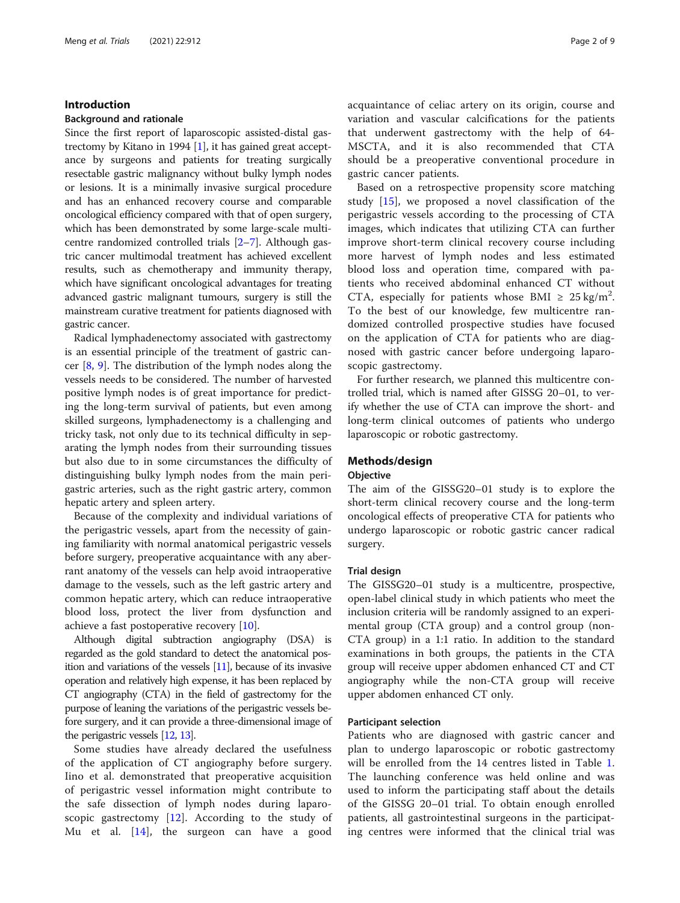## Introduction

### Background and rationale

Since the first report of laparoscopic assisted-distal gastrectomy by Kitano in 1994 [1], it has gained great acceptance by surgeons and patients for treating surgically resectable gastric malignancy without bulky lymph nodes or lesions. It is a minimally invasive surgical procedure and has an enhanced recovery course and comparable oncological efficiency compared with that of open surgery, which has been demonstrated by some large-scale multicentre randomized controlled trials [2–7]. Although gastric cancer multimodal treatment has achieved excellent results, such as chemotherapy and immunity therapy, which have significant oncological advantages for treating advanced gastric malignant tumours, surgery is still the mainstream curative treatment for patients diagnosed with gastric cancer.

Radical lymphadenectomy associated with gastrectomy is an essential principle of the treatment of gastric cancer [8, 9]. The distribution of the lymph nodes along the vessels needs to be considered. The number of harvested positive lymph nodes is of great importance for predicting the long-term survival of patients, but even among skilled surgeons, lymphadenectomy is a challenging and tricky task, not only due to its technical difficulty in separating the lymph nodes from their surrounding tissues but also due to in some circumstances the difficulty of distinguishing bulky lymph nodes from the main perigastric arteries, such as the right gastric artery, common hepatic artery and spleen artery.

Because of the complexity and individual variations of the perigastric vessels, apart from the necessity of gaining familiarity with normal anatomical perigastric vessels before surgery, preoperative acquaintance with any aberrant anatomy of the vessels can help avoid intraoperative damage to the vessels, such as the left gastric artery and common hepatic artery, which can reduce intraoperative blood loss, protect the liver from dysfunction and achieve a fast postoperative recovery [10].

Although digital subtraction angiography (DSA) is regarded as the gold standard to detect the anatomical position and variations of the vessels [11], because of its invasive operation and relatively high expense, it has been replaced by CT angiography (CTA) in the field of gastrectomy for the purpose of leaning the variations of the perigastric vessels before surgery, and it can provide a three-dimensional image of the perigastric vessels [12, 13].

Some studies have already declared the usefulness of the application of CT angiography before surgery. Iino et al. demonstrated that preoperative acquisition of perigastric vessel information might contribute to the safe dissection of lymph nodes during laparoscopic gastrectomy [12]. According to the study of Mu et al. [14], the surgeon can have a good acquaintance of celiac artery on its origin, course and variation and vascular calcifications for the patients that underwent gastrectomy with the help of 64-MSCTA, and it is also recommended that CTA should be a preoperative conventional procedure in gastric cancer patients.

Based on a retrospective propensity score matching study [15], we proposed a novel classification of the perigastric vessels according to the processing of CTA images, which indicates that utilizing CTA can further improve short-term clinical recovery course including more harvest of lymph nodes and less estimated blood loss and operation time, compared with patients who received abdominal enhanced CT without CTA, especially for patients whose BMI ≥ 25 kg/m$^2$. To the best of our knowledge, few multicentre randomized controlled prospective studies have focused on the application of CTA for patients who are diagnosed with gastric cancer before undergoing laparoscopic gastrectomy.

For further research, we planned this multicentre controlled trial, which is named after GISSG 20–01, to verify whether the use of CTA can improve the short- and long-term clinical outcomes of patients who undergo laparoscopic or robotic gastrectomy.

## Methods/design

### Objective

The aim of the GISSG20–01 study is to explore the short-term clinical recovery course and the long-term oncological effects of preoperative CTA for patients who undergo laparoscopic or robotic gastric cancer radical surgery.

### Trial design

The GISSG20–01 study is a multicentre, prospective, open-label clinical study in which patients who meet the inclusion criteria will be randomly assigned to an experimental group (CTA group) and a control group (non-CTA group) in a 1:1 ratio. In addition to the standard examinations in both groups, the patients in the CTA group will receive upper abdomen enhanced CT and CT angiography while the non-CTA group will receive upper abdomen enhanced CT only.

### Participant selection

Patients who are diagnosed with gastric cancer and plan to undergo laparoscopic or robotic gastrectomy will be enrolled from the 14 centres listed in Table 1. The launching conference was held online and was used to inform the participating staff about the details of the GISSG 20–01 trial. To obtain enough enrolled patients, all gastrointestinal surgeons in the participating centres were informed that the clinical trial was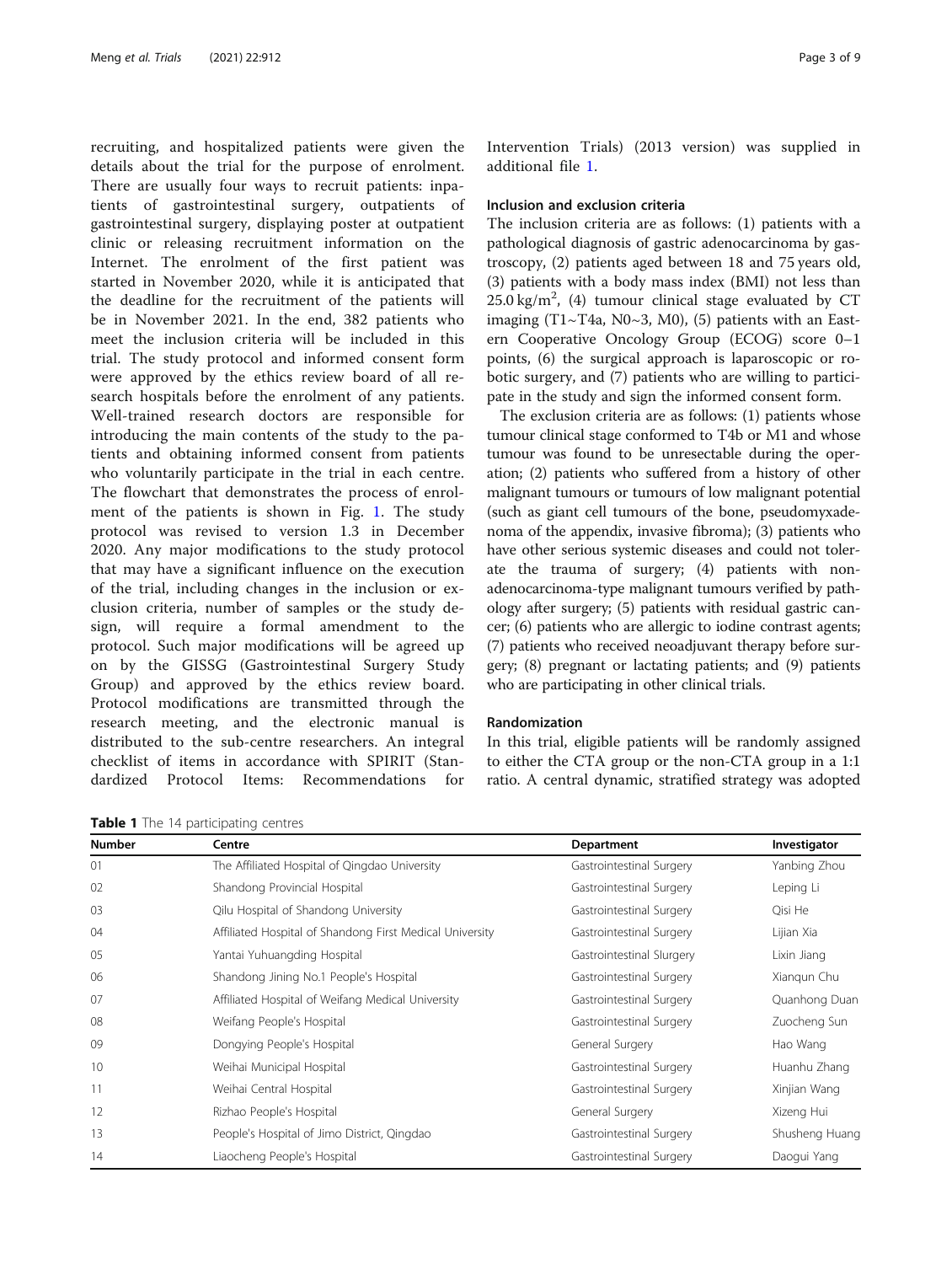recruiting, and hospitalized patients were given the details about the trial for the purpose of enrolment. There are usually four ways to recruit patients: inpatients of gastrointestinal surgery, outpatients of gastrointestinal surgery, displaying poster at outpatient clinic or releasing recruitment information on the Internet. The enrolment of the first patient was started in November 2020, while it is anticipated that the deadline for the recruitment of the patients will be in November 2021. In the end, 382 patients who meet the inclusion criteria will be included in this trial. The study protocol and informed consent form were approved by the ethics review board of all research hospitals before the enrolment of any patients. Well-trained research doctors are responsible for introducing the main contents of the study to the patients and obtaining informed consent from patients who voluntarily participate in the trial in each centre. The flowchart that demonstrates the process of enrolment of the patients is shown in Fig. 1. The study protocol was revised to version 1.3 in December 2020. Any major modifications to the study protocol that may have a significant influence on the execution of the trial, including changes in the inclusion or exclusion criteria, number of samples or the study design, will require a formal amendment to the protocol. Such major modifications will be agreed up on by the GISSG (Gastrointestinal Surgery Study Group) and approved by the ethics review board. Protocol modifications are transmitted through the research meeting, and the electronic manual is distributed to the sub-centre researchers. An integral checklist of items in accordance with SPIRIT (Standardized Protocol Items: Recommendations for Intervention Trials) (2013 version) was supplied in additional file 1.

**Table 1** The 14 participating centres

| Number | Centre | Department | Investigator |
|---|---|---|---|
| 01 | The Affiliated Hospital of Qingdao University | Gastrointestinal Surgery | Yanbing Zhou |
| 02 | Shandong Provincial Hospital | Gastrointestinal Surgery | Leping Li |
| 03 | Qilu Hospital of Shandong University | Gastrointestinal Surgery | Qisi He |
| 04 | Affiliated Hospital of Shandong First Medical University | Gastrointestinal Surgery | Lijian Xia |
| 05 | Yantai Yuhuangding Hospital | Gastrointestinal Slurgery | Lixin Jiang |
| 06 | Shandong Jining No.1 People's Hospital | Gastrointestinal Surgery | Xianqun Chu |
| 07 | Affiliated Hospital of Weifang Medical University | Gastrointestinal Surgery | Quanhong Duan |
| 08 | Weifang People's Hospital | Gastrointestinal Surgery | Zuocheng Sun |
| 09 | Dongying People's Hospital | General Surgery | Hao Wang |
| 10 | Weihai Municipal Hospital | Gastrointestinal Surgery | Huanhu Zhang |
| 11 | Weihai Central Hospital | Gastrointestinal Surgery | Xinjian Wang |
| 12 | Rizhao People's Hospital | General Surgery | Xizeng Hui |
| 13 | People's Hospital of Jimo District, Qingdao | Gastrointestinal Surgery | Shusheng Huang |
| 14 | Liaocheng People's Hospital | Gastrointestinal Surgery | Daogui Yang |

### Inclusion and exclusion criteria

The inclusion criteria are as follows: (1) patients with a pathological diagnosis of gastric adenocarcinoma by gastroscopy, (2) patients aged between 18 and 75 years old, (3) patients with a body mass index (BMI) not less than $25.0\ \text{kg/m}^2$, (4) tumour clinical stage evaluated by CT imaging (T1~T4a, N0~3, M0), (5) patients with an Eastern Cooperative Oncology Group (ECOG) score 0–1 points, (6) the surgical approach is laparoscopic or robotic surgery, and (7) patients who are willing to participate in the study and sign the informed consent form.

The exclusion criteria are as follows: (1) patients whose tumour clinical stage conformed to T4b or M1 and whose tumour was found to be unresectable during the operation; (2) patients who suffered from a history of other malignant tumours or tumours of low malignant potential (such as giant cell tumours of the bone, pseudomyxadenoma of the appendix, invasive fibroma); (3) patients who have other serious systemic diseases and could not tolerate the trauma of surgery; (4) patients with non-adenocarcinoma-type malignant tumours verified by pathology after surgery; (5) patients with residual gastric cancer; (6) patients who are allergic to iodine contrast agents; (7) patients who received neoadjuvant therapy before surgery; (8) pregnant or lactating patients; and (9) patients who are participating in other clinical trials.

### Randomization

In this trial, eligible patients will be randomly assigned to either the CTA group or the non-CTA group in a 1:1 ratio. A central dynamic, stratified strategy was adopted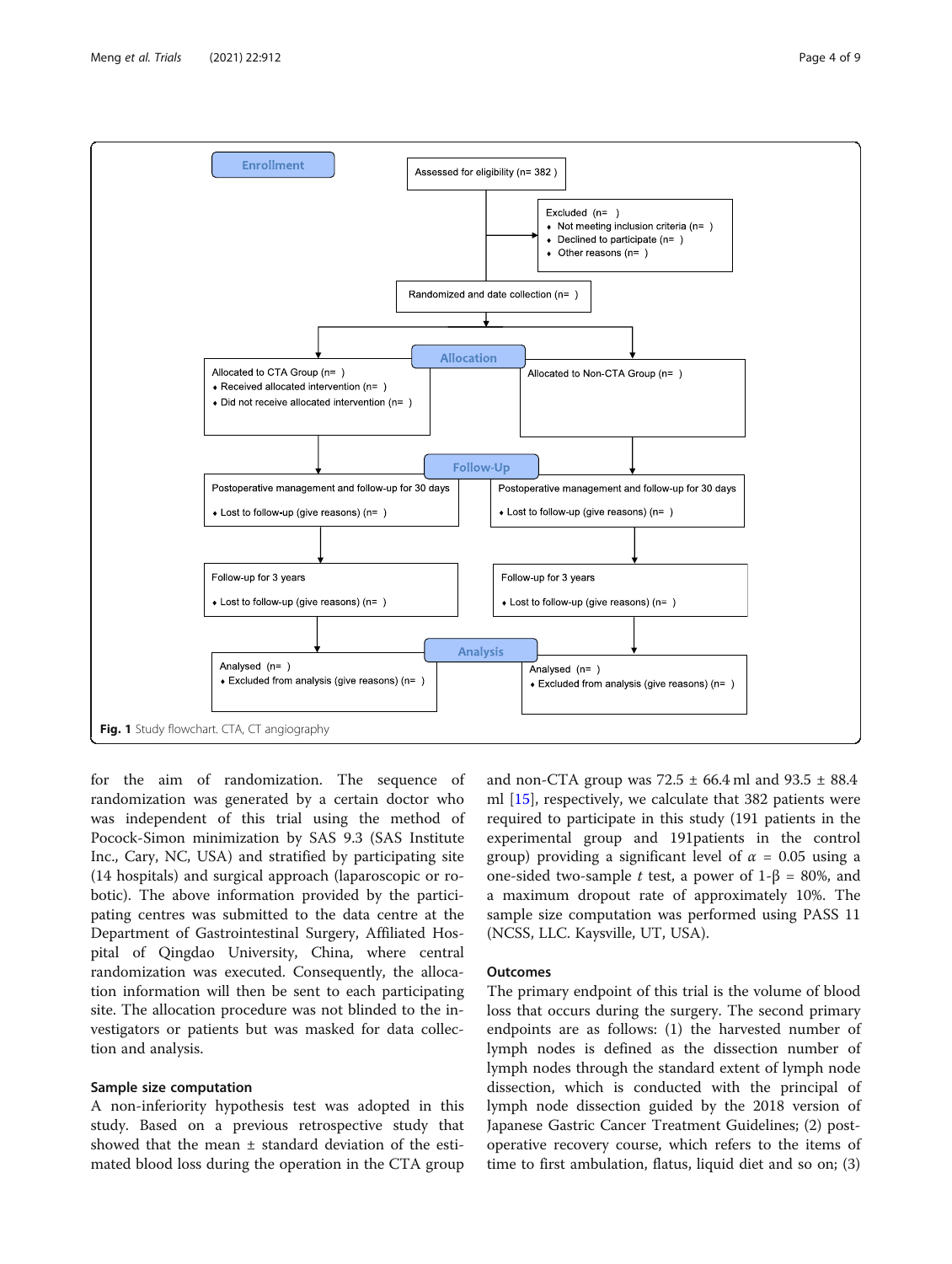Enrollment

Assessed for eligibility (n= 382 )

Excluded (n= )
- Not meeting inclusion criteria (n= )
- Declined to participate (n= )
- Other reasons (n= )

Randomized and date collection (n= )

Allocation

| Allocated to CTA Group (n= ) | Allocated to Non-CTA Group (n= ) |
|---|---|
| ♦ Received allocated intervention (n= ) | |
| ♦ Did not receive allocated intervention (n= ) | |

Follow-Up

| Postoperative management and follow-up for 30 days | Postoperative management and follow-up for 30 days |
|---|---|
| ♦ Lost to follow-up (give reasons) (n= ) | ♦ Lost to follow-up (give reasons) (n= ) |
| Follow-up for 3 years | Follow-up for 3 years |
| ♦ Lost to follow-up (give reasons) (n= ) | ♦ Lost to follow-up (give reasons) (n= ) |

Analysis

| Analysed (n= ) | Analysed (n= ) |
|---|---|
| ♦ Excluded from analysis (give reasons) (n= ) | ♦ Excluded from analysis (give reasons) (n= ) |

**Fig. 1** Study flowchart. CTA, CT angiography

for the aim of randomization. The sequence of randomization was generated by a certain doctor who was independent of this trial using the method of Pocock-Simon minimization by SAS 9.3 (SAS Institute Inc., Cary, NC, USA) and stratified by participating site (14 hospitals) and surgical approach (laparoscopic or robotic). The above information provided by the participating centres was submitted to the data centre at the Department of Gastrointestinal Surgery, Affiliated Hospital of Qingdao University, China, where central randomization was executed. Consequently, the allocation information will then be sent to each participating site. The allocation procedure was not blinded to the investigators or patients but was masked for data collection and analysis.

### Sample size computation

A non-inferiority hypothesis test was adopted in this study. Based on a previous retrospective study that showed that the mean ± standard deviation of the estimated blood loss during the operation in the CTA group and non-CTA group was 72.5 ± 66.4 ml and 93.5 ± 88.4 ml [15], respectively, we calculate that 382 patients were required to participate in this study (191 patients in the experimental group and 191patients in the control group) providing a significant level of $\alpha = 0.05$ using a one-sided two-sample $t$ test, a power of $1\text{-}\beta = 80\%$, and a maximum dropout rate of approximately 10%. The sample size computation was performed using PASS 11 (NCSS, LLC. Kaysville, UT, USA).

### Outcomes

The primary endpoint of this trial is the volume of blood loss that occurs during the surgery. The second primary endpoints are as follows: (1) the harvested number of lymph nodes is defined as the dissection number of lymph nodes through the standard extent of lymph node dissection, which is conducted with the principal of lymph node dissection guided by the 2018 version of Japanese Gastric Cancer Treatment Guidelines; (2) post-operative recovery course, which refers to the items of time to first ambulation, flatus, liquid diet and so on; (3)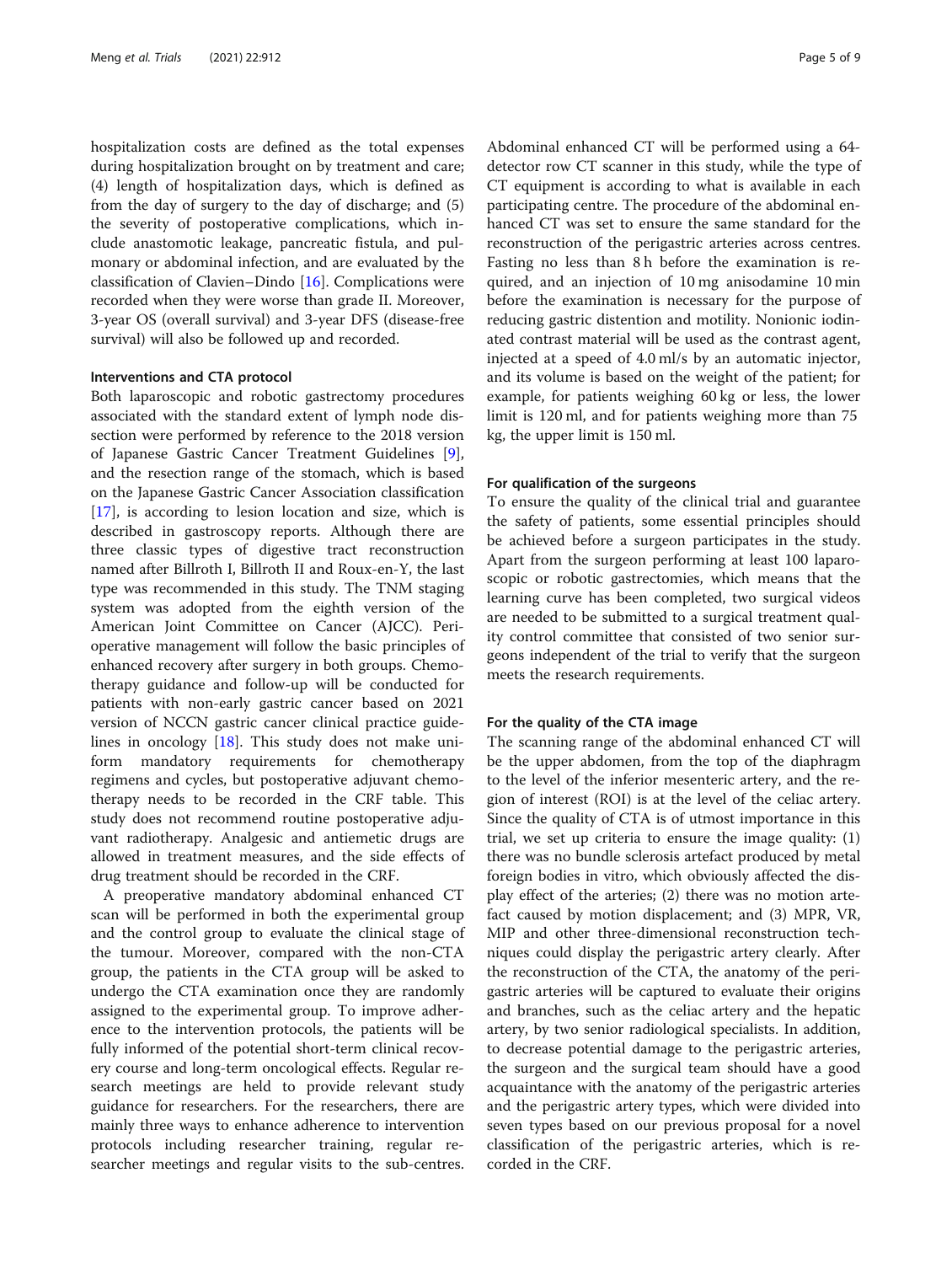hospitalization costs are defined as the total expenses during hospitalization brought on by treatment and care; (4) length of hospitalization days, which is defined as from the day of surgery to the day of discharge; and (5) the severity of postoperative complications, which include anastomotic leakage, pancreatic fistula, and pulmonary or abdominal infection, and are evaluated by the classification of Clavien–Dindo [16]. Complications were recorded when they were worse than grade II. Moreover, 3-year OS (overall survival) and 3-year DFS (disease-free survival) will also be followed up and recorded.

#### Interventions and CTA protocol

Both laparoscopic and robotic gastrectomy procedures associated with the standard extent of lymph node dissection were performed by reference to the 2018 version of Japanese Gastric Cancer Treatment Guidelines [9], and the resection range of the stomach, which is based on the Japanese Gastric Cancer Association classification [17], is according to lesion location and size, which is described in gastroscopy reports. Although there are three classic types of digestive tract reconstruction named after Billroth I, Billroth II and Roux-en-Y, the last type was recommended in this study. The TNM staging system was adopted from the eighth version of the American Joint Committee on Cancer (AJCC). Perioperative management will follow the basic principles of enhanced recovery after surgery in both groups. Chemotherapy guidance and follow-up will be conducted for patients with non-early gastric cancer based on 2021 version of NCCN gastric cancer clinical practice guidelines in oncology [18]. This study does not make uniform mandatory requirements for chemotherapy regimens and cycles, but postoperative adjuvant chemotherapy needs to be recorded in the CRF table. This study does not recommend routine postoperative adjuvant radiotherapy. Analgesic and antiemetic drugs are allowed in treatment measures, and the side effects of drug treatment should be recorded in the CRF.

A preoperative mandatory abdominal enhanced CT scan will be performed in both the experimental group and the control group to evaluate the clinical stage of the tumour. Moreover, compared with the non-CTA group, the patients in the CTA group will be asked to undergo the CTA examination once they are randomly assigned to the experimental group. To improve adherence to the intervention protocols, the patients will be fully informed of the potential short-term clinical recovery course and long-term oncological effects. Regular research meetings are held to provide relevant study guidance for researchers. For the researchers, there are mainly three ways to enhance adherence to intervention protocols including researcher training, regular researcher meetings and regular visits to the sub-centres.

Abdominal enhanced CT will be performed using a 64-detector row CT scanner in this study, while the type of CT equipment is according to what is available in each participating centre. The procedure of the abdominal enhanced CT was set to ensure the same standard for the reconstruction of the perigastric arteries across centres. Fasting no less than 8 h before the examination is required, and an injection of 10 mg anisodamine 10 min before the examination is necessary for the purpose of reducing gastric distention and motility. Nonionic iodinated contrast material will be used as the contrast agent, injected at a speed of 4.0 ml/s by an automatic injector, and its volume is based on the weight of the patient; for example, for patients weighing 60 kg or less, the lower limit is 120 ml, and for patients weighing more than 75 kg, the upper limit is 150 ml.

#### For qualification of the surgeons

To ensure the quality of the clinical trial and guarantee the safety of patients, some essential principles should be achieved before a surgeon participates in the study. Apart from the surgeon performing at least 100 laparoscopic or robotic gastrectomies, which means that the learning curve has been completed, two surgical videos are needed to be submitted to a surgical treatment quality control committee that consisted of two senior surgeons independent of the trial to verify that the surgeon meets the research requirements.

#### For the quality of the CTA image

The scanning range of the abdominal enhanced CT will be the upper abdomen, from the top of the diaphragm to the level of the inferior mesenteric artery, and the region of interest (ROI) is at the level of the celiac artery. Since the quality of CTA is of utmost importance in this trial, we set up criteria to ensure the image quality: (1) there was no bundle sclerosis artefact produced by metal foreign bodies in vitro, which obviously affected the display effect of the arteries; (2) there was no motion artefact caused by motion displacement; and (3) MPR, VR, MIP and other three-dimensional reconstruction techniques could display the perigastric artery clearly. After the reconstruction of the CTA, the anatomy of the perigastric arteries will be captured to evaluate their origins and branches, such as the celiac artery and the hepatic artery, by two senior radiological specialists. In addition, to decrease potential damage to the perigastric arteries, the surgeon and the surgical team should have a good acquaintance with the anatomy of the perigastric arteries and the perigastric artery types, which were divided into seven types based on our previous proposal for a novel classification of the perigastric arteries, which is recorded in the CRF.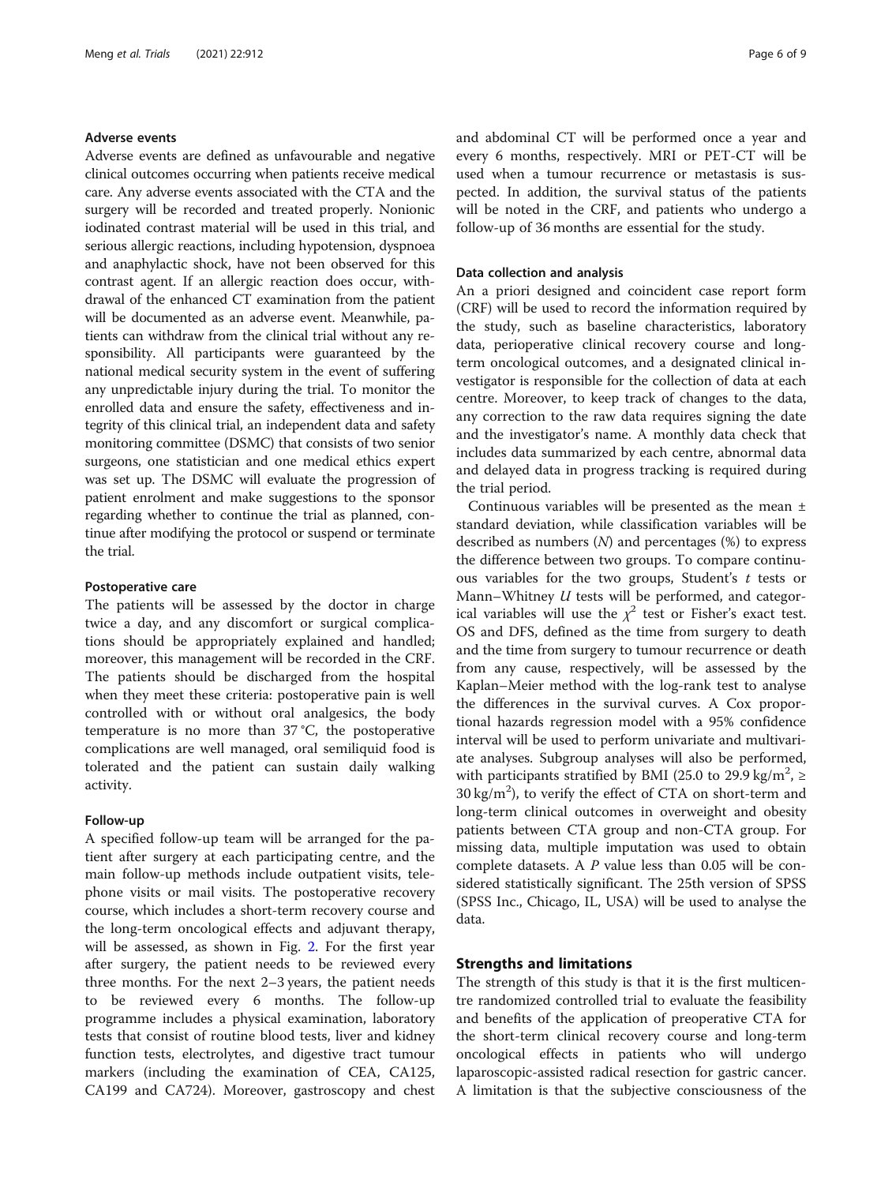#### Adverse events

Adverse events are defined as unfavourable and negative clinical outcomes occurring when patients receive medical care. Any adverse events associated with the CTA and the surgery will be recorded and treated properly. Nonionic iodinated contrast material will be used in this trial, and serious allergic reactions, including hypotension, dyspnoea and anaphylactic shock, have not been observed for this contrast agent. If an allergic reaction does occur, withdrawal of the enhanced CT examination from the patient will be documented as an adverse event. Meanwhile, patients can withdraw from the clinical trial without any responsibility. All participants were guaranteed by the national medical security system in the event of suffering any unpredictable injury during the trial. To monitor the enrolled data and ensure the safety, effectiveness and integrity of this clinical trial, an independent data and safety monitoring committee (DSMC) that consists of two senior surgeons, one statistician and one medical ethics expert was set up. The DSMC will evaluate the progression of patient enrolment and make suggestions to the sponsor regarding whether to continue the trial as planned, continue after modifying the protocol or suspend or terminate the trial.

#### Postoperative care

The patients will be assessed by the doctor in charge twice a day, and any discomfort or surgical complications should be appropriately explained and handled; moreover, this management will be recorded in the CRF. The patients should be discharged from the hospital when they meet these criteria: postoperative pain is well controlled with or without oral analgesics, the body temperature is no more than 37 °C, the postoperative complications are well managed, oral semiliquid food is tolerated and the patient can sustain daily walking activity.

#### Follow-up

A specified follow-up team will be arranged for the patient after surgery at each participating centre, and the main follow-up methods include outpatient visits, telephone visits or mail visits. The postoperative recovery course, which includes a short-term recovery course and the long-term oncological effects and adjuvant therapy, will be assessed, as shown in Fig. 2. For the first year after surgery, the patient needs to be reviewed every three months. For the next 2–3 years, the patient needs to be reviewed every 6 months. The follow-up programme includes a physical examination, laboratory tests that consist of routine blood tests, liver and kidney function tests, electrolytes, and digestive tract tumour markers (including the examination of CEA, CA125, CA199 and CA724). Moreover, gastroscopy and chest and abdominal CT will be performed once a year and every 6 months, respectively. MRI or PET-CT will be used when a tumour recurrence or metastasis is suspected. In addition, the survival status of the patients will be noted in the CRF, and patients who undergo a follow-up of 36 months are essential for the study.

#### Data collection and analysis

An a priori designed and coincident case report form (CRF) will be used to record the information required by the study, such as baseline characteristics, laboratory data, perioperative clinical recovery course and long-term oncological outcomes, and a designated clinical investigator is responsible for the collection of data at each centre. Moreover, to keep track of changes to the data, any correction to the raw data requires signing the date and the investigator's name. A monthly data check that includes data summarized by each centre, abnormal data and delayed data in progress tracking is required during the trial period.

Continuous variables will be presented as the mean ± standard deviation, while classification variables will be described as numbers ($N$) and percentages (%) to express the difference between two groups. To compare continuous variables for the two groups, Student's $t$ tests or Mann–Whitney $U$ tests will be performed, and categorical variables will use the $\chi^2$ test or Fisher's exact test. OS and DFS, defined as the time from surgery to death and the time from surgery to tumour recurrence or death from any cause, respectively, will be assessed by the Kaplan–Meier method with the log-rank test to analyse the differences in the survival curves. A Cox proportional hazards regression model with a 95% confidence interval will be used to perform univariate and multivariate analyses. Subgroup analyses will also be performed, with participants stratified by BMI (25.0 to 29.9 $kg/m^2$, ≥ 30 $kg/m^2$), to verify the effect of CTA on short-term and long-term clinical outcomes in overweight and obesity patients between CTA group and non-CTA group. For missing data, multiple imputation was used to obtain complete datasets. A $P$ value less than 0.05 will be considered statistically significant. The 25th version of SPSS (SPSS Inc., Chicago, IL, USA) will be used to analyse the data.

## Strengths and limitations

The strength of this study is that it is the first multicentre randomized controlled trial to evaluate the feasibility and benefits of the application of preoperative CTA for the short-term clinical recovery course and long-term oncological effects in patients who will undergo laparoscopic-assisted radical resection for gastric cancer. A limitation is that the subjective consciousness of the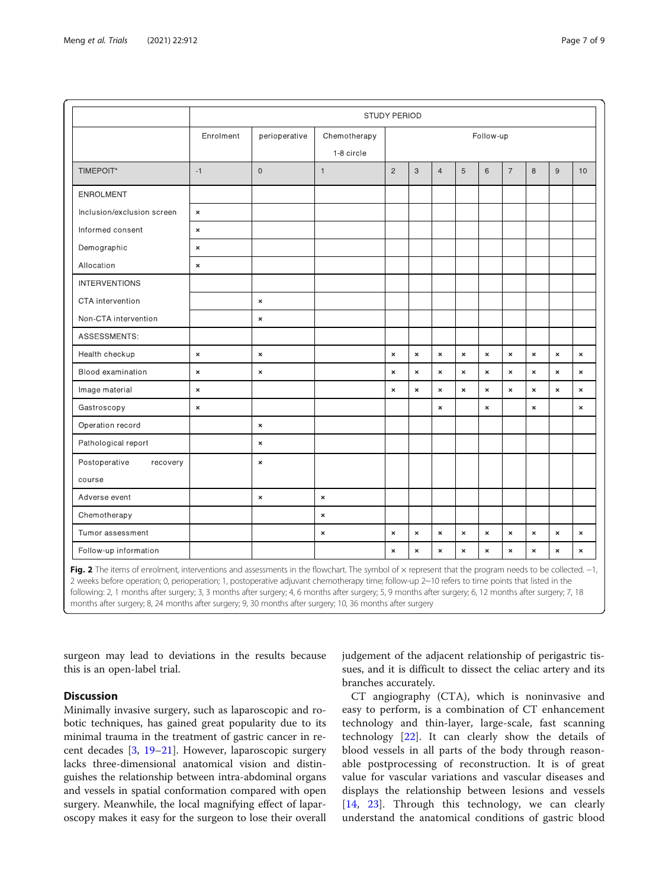| | STUDY PERIOD | | | | | | | | | | | |
|---|---|---|---|---|---|---|---|---|---|---|---|---|
| | Enrolment | perioperative | Chemotherapy 1-8 circle | Follow-up | | | | | | | | |
| TIMEPOIT* | -1 | 0 | 1 | 2 | 3 | 4 | 5 | 6 | 7 | 8 | 9 | 10 |
| ENROLMENT | | | | | | | | | | | | |
| Inclusion/exclusion screen | × | | | | | | | | | | | |
| Informed consent | × | | | | | | | | | | | |
| Demographic | × | | | | | | | | | | | |
| Allocation | × | | | | | | | | | | | |
| INTERVENTIONS | | | | | | | | | | | | |
| CTA intervention | | × | | | | | | | | | | |
| Non-CTA intervention | | × | | | | | | | | | | |
| ASSESSMENTS: | | | | | | | | | | | | |
| Health checkup | × | × | | × | × | × | × | × | × | × | × | × |
| Blood examination | × | × | | × | × | × | × | × | × | × | × | × |
| Image material | × | | | × | × | × | × | × | × | × | × | × |
| Gastroscopy | × | | | | | × | | × | | × | | × |
| Operation record | | × | | | | | | | | | | |
| Pathological report | | × | | | | | | | | | | |
| Postoperative recovery course | | × | | | | | | | | | | |
| Adverse event | | × | × | | | | | | | | | |
| Chemotherapy | | | × | | | | | | | | | |
| Tumor assessment | | | × | × | × | × | × | × | × | × | × | × |
| Follow-up information | | | | × | × | × | × | × | × | × | × | × |

**Fig. 2** The items of enrolment, interventions and assessments in the flowchart. The symbol of × represent that the program needs to be collected. −1, 2 weeks before operation; 0, perioperation; 1, postoperative adjuvant chemotherapy time; follow-up 2~10 refers to time points that listed in the following: 2, 1 months after surgery; 3, 3 months after surgery; 4, 6 months after surgery; 5, 9 months after surgery; 6, 12 months after surgery; 7, 18 months after surgery; 8, 24 months after surgery; 9, 30 months after surgery; 10, 36 months after surgery

surgeon may lead to deviations in the results because this is an open-label trial.

## Discussion

Minimally invasive surgery, such as laparoscopic and robotic techniques, has gained great popularity due to its minimal trauma in the treatment of gastric cancer in recent decades [3, 19–21]. However, laparoscopic surgery lacks three-dimensional anatomical vision and distinguishes the relationship between intra-abdominal organs and vessels in spatial conformation compared with open surgery. Meanwhile, the local magnifying effect of laparoscopy makes it easy for the surgeon to lose their overall judgement of the adjacent relationship of perigastric tissues, and it is difficult to dissect the celiac artery and its branches accurately.

CT angiography (CTA), which is noninvasive and easy to perform, is a combination of CT enhancement technology and thin-layer, large-scale, fast scanning technology [22]. It can clearly show the details of blood vessels in all parts of the body through reasonable postprocessing of reconstruction. It is of great value for vascular variations and vascular diseases and displays the relationship between lesions and vessels [14, 23]. Through this technology, we can clearly understand the anatomical conditions of gastric blood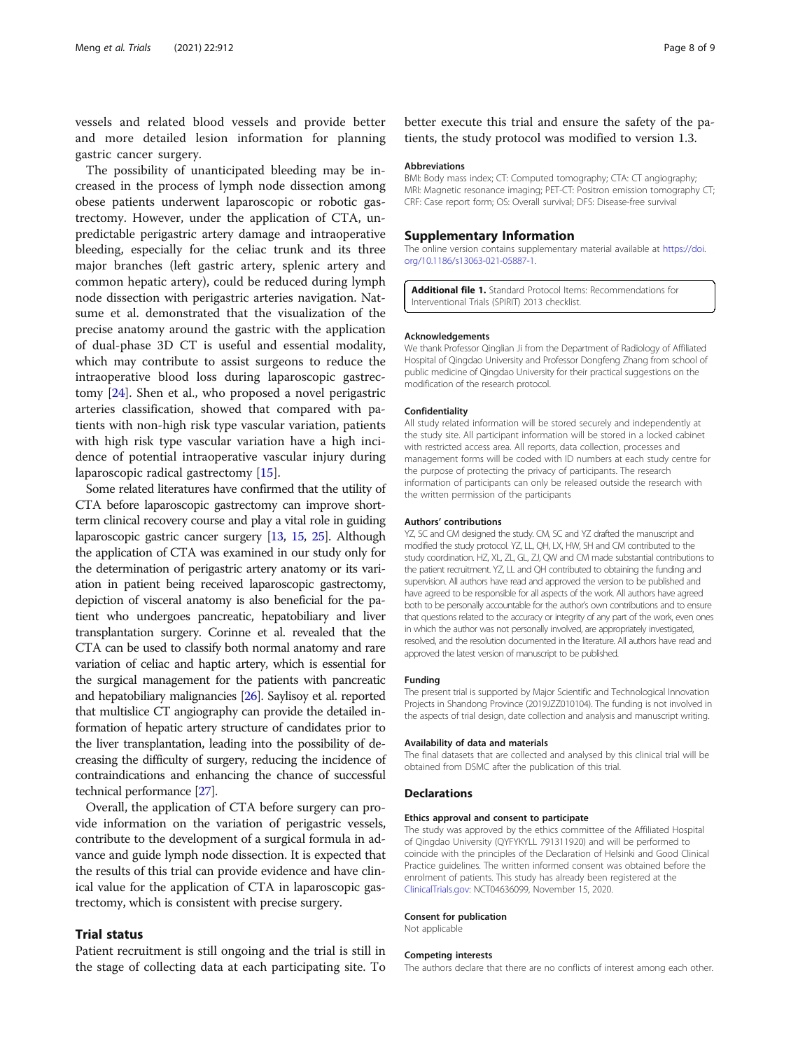vessels and related blood vessels and provide better and more detailed lesion information for planning gastric cancer surgery.

The possibility of unanticipated bleeding may be increased in the process of lymph node dissection among obese patients underwent laparoscopic or robotic gastrectomy. However, under the application of CTA, unpredictable perigastric artery damage and intraoperative bleeding, especially for the celiac trunk and its three major branches (left gastric artery, splenic artery and common hepatic artery), could be reduced during lymph node dissection with perigastric arteries navigation. Natsume et al. demonstrated that the visualization of the precise anatomy around the gastric with the application of dual-phase 3D CT is useful and essential modality, which may contribute to assist surgeons to reduce the intraoperative blood loss during laparoscopic gastrectomy [24]. Shen et al., who proposed a novel perigastric arteries classification, showed that compared with patients with non-high risk type vascular variation, patients with high risk type vascular variation have a high incidence of potential intraoperative vascular injury during laparoscopic radical gastrectomy [15].

Some related literatures have confirmed that the utility of CTA before laparoscopic gastrectomy can improve short-term clinical recovery course and play a vital role in guiding laparoscopic gastric cancer surgery [13, 15, 25]. Although the application of CTA was examined in our study only for the determination of perigastric artery anatomy or its variation in patient being received laparoscopic gastrectomy, depiction of visceral anatomy is also beneficial for the patient who undergoes pancreatic, hepatobiliary and liver transplantation surgery. Corinne et al. revealed that the CTA can be used to classify both normal anatomy and rare variation of celiac and haptic artery, which is essential for the surgical management for the patients with pancreatic and hepatobiliary malignancies [26]. Saylisoy et al. reported that multislice CT angiography can provide the detailed information of hepatic artery structure of candidates prior to the liver transplantation, leading into the possibility of decreasing the difficulty of surgery, reducing the incidence of contraindications and enhancing the chance of successful technical performance [27].

Overall, the application of CTA before surgery can provide information on the variation of perigastric vessels, contribute to the development of a surgical formula in advance and guide lymph node dissection. It is expected that the results of this trial can provide evidence and have clinical value for the application of CTA in laparoscopic gastrectomy, which is consistent with precise surgery.

## Trial status

Patient recruitment is still ongoing and the trial is still in the stage of collecting data at each participating site. To better execute this trial and ensure the safety of the patients, the study protocol was modified to version 1.3.

### Abbreviations

BMI: Body mass index; CT: Computed tomography; CTA: CT angiography; MRI: Magnetic resonance imaging; PET-CT: Positron emission tomography CT; CRF: Case report form; OS: Overall survival; DFS: Disease-free survival

## Supplementary Information

The online version contains supplementary material available at https://doi.org/10.1186/s13063-021-05887-1.

**Additional file 1.** Standard Protocol Items: Recommendations for Interventional Trials (SPIRIT) 2013 checklist.

### Acknowledgements

We thank Professor Qinglian Ji from the Department of Radiology of Affiliated Hospital of Qingdao University and Professor Dongfeng Zhang from school of public medicine of Qingdao University for their practical suggestions on the modification of the research protocol.

### Confidentiality

All study related information will be stored securely and independently at the study site. All participant information will be stored in a locked cabinet with restricted access area. All reports, data collection, processes and management forms will be coded with ID numbers at each study centre for the purpose of protecting the privacy of participants. The research information of participants can only be released outside the research with the written permission of the participants

### Authors' contributions

YZ, SC and CM designed the study. CM, SC and YZ drafted the manuscript and modified the study protocol. YZ, LL, QH, LX, HW, SH and CM contributed to the study coordination. HZ, XL, ZL, GL, ZJ, QW and CM made substantial contributions to the patient recruitment. YZ, LL and QH contributed to obtaining the funding and supervision. All authors have read and approved the version to be published and have agreed to be responsible for all aspects of the work. All authors have agreed both to be personally accountable for the author's own contributions and to ensure that questions related to the accuracy or integrity of any part of the work, even ones in which the author was not personally involved, are appropriately investigated, resolved, and the resolution documented in the literature. All authors have read and approved the latest version of manuscript to be published.

### Funding

The present trial is supported by Major Scientific and Technological Innovation Projects in Shandong Province (2019JZZ010104). The funding is not involved in the aspects of trial design, date collection and analysis and manuscript writing.

### Availability of data and materials

The final datasets that are collected and analysed by this clinical trial will be obtained from DSMC after the publication of this trial.

## Declarations

### Ethics approval and consent to participate

The study was approved by the ethics committee of the Affiliated Hospital of Qingdao University (QYFYKYLL 791311920) and will be performed to coincide with the principles of the Declaration of Helsinki and Good Clinical Practice guidelines. The written informed consent was obtained before the enrolment of patients. This study has already been registered at the ClinicalTrials.gov: NCT04636099, November 15, 2020.

### Consent for publication

Not applicable

### Competing interests

The authors declare that there are no conflicts of interest among each other.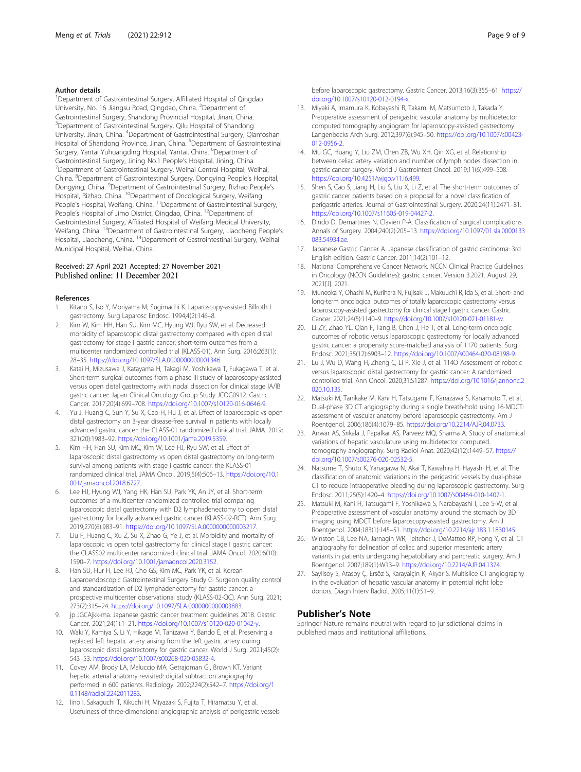#### Author details

[1]Department of Gastrointestinal Surgery, Affiliated Hospital of Qingdao University, No. 16 Jiangsu Road, Qingdao, China. [2]Department of Gastrointestinal Surgery, Shandong Provincial Hospital, Jinan, China. [3]Department of Gastrointestinal Surgery, Qilu Hospital of Shandong University, Jinan, China. [4]Department of Gastrointestinal Surgery, Qianfoshan Hospital of Shandong Province, Jinan, China. [5]Department of Gastrointestinal Surgery, Yantai Yuhuangding Hospital, Yantai, China. [6]Department of Gastrointestinal Surgery, Jining No.1 People's Hospital, Jining, China. [7]Department of Gastrointestinal Surgery, Weihai Central Hospital, Weihai, China. [8]Department of Gastrointestinal Surgery, Dongying People's Hospital, Dongying, China. [9]Department of Gastrointestinal Surgery, Rizhao People's Hospital, Rizhao, China. [10]Department of Oncological Surgery, Weifang People's Hospital, Weifang, China. [11]Department of Gastrointestinal Surgery, People's Hospital of Jimo District, Qingdao, China. [12]Department of Gastrointestinal Surgery, Affiliated Hospital of Weifang Medical University, Weifang, China. [13]Department of Gastrointestinal Surgery, Liaocheng People's Hospital, Liaocheng, China. [14]Department of Gastrointestinal Surgery, Weihai Municipal Hospital, Weihai, China.

Received: 27 April 2021 Accepted: 27 November 2021
Published online: 11 December 2021

#### References

1. Kitano S, Iso Y, Moriyama M, Sugimachi K. Laparoscopy-assisted Billroth I gastrectomy. Surg Laparosc Endosc. 1994;4(2):146–8.
2. Kim W, Kim HH, Han SU, Kim MC, Hyung WJ, Ryu SW, et al. Decreased morbidity of laparoscopic distal gastrectomy compared with open distal gastrectomy for stage i gastric cancer: short-term outcomes from a multicenter randomized controlled trial (KLASS-01). Ann Surg. 2016;263(1):28–35. https://doi.org/10.1097/SLA.0000000000001346.
3. Katai H, Mizusawa J, Katayama H, Takagi M, Yoshikawa T, Fukagawa T, et al. Short-term surgical outcomes from a phase III study of laparoscopy-assisted versus open distal gastrectomy with nodal dissection for clinical stage IA/IB gastric cancer: Japan Clinical Oncology Group Study JCOG0912. Gastric Cancer. 2017;20(4):699–708. https://doi.org/10.1007/s10120-016-0646-9.
4. Yu J, Huang C, Sun Y, Su X, Cao H, Hu J, et al. Effect of laparoscopic vs open distal gastrectomy on 3-year disease-free survival in patients with locally advanced gastric cancer: the CLASS-01 randomized clinical trial. JAMA. 2019;321(20):1983–92. https://doi.org/10.1001/jama.2019.5359.
5. Kim HH, Han SU, Kim MC, Kim W, Lee HJ, Ryu SW, et al. Effect of laparoscopic distal gastrectomy vs open distal gastrectomy on long-term survival among patients with stage i gastric cancer: the KLASS-01 randomized clinical trial. JAMA Oncol. 2019;5(4):506–13. https://doi.org/10.1001/jamaoncol.2018.6727.
6. Lee HJ, Hyung WJ, Yang HK, Han SU, Park YK, An JY, et al. Short-term outcomes of a multicenter randomized controlled trial comparing laparoscopic distal gastrectomy with D2 lymphadenectomy to open distal gastrectomy for locally advanced gastric cancer (KLASS-02-RCT). Ann Surg. 2019;270(6):983–91. https://doi.org/10.1097/SLA.0000000000003217.
7. Liu F, Huang C, Xu Z, Su X, Zhao G, Ye J, et al. Morbidity and mortality of laparoscopic vs open total gastrectomy for clinical stage I gastric cancer: the CLASS02 multicenter randomized clinical trial. JAMA Oncol. 2020;6(10):1590–7. https://doi.org/10.1001/jamaoncol.2020.3152.
8. Han SU, Hur H, Lee HJ, Cho GS, Kim MC, Park YK, et al. Korean Laparoendoscopic Gastrointestinal Surgery Study G: Surgeon quality control and standardization of D2 lymphadenectomy for gastric cancer: a prospective multicenter observational study (KLASS-02-QC). Ann Surg. 2021;273(2):315–24. https://doi.org/10.1097/SLA.0000000000003883.
9. jp JGCAjkk-ma. Japanese gastric cancer treatment guidelines 2018. Gastric Cancer. 2021;24(1):1–21. https://doi.org/10.1007/s10120-020-01042-y.
10. Waki Y, Kamiya S, Li Y, Hikage M, Tanizawa Y, Bando E, et al. Preserving a replaced left hepatic artery arising from the left gastric artery during laparoscopic distal gastrectomy for gastric cancer. World J Surg. 2021;45(2):543–53. https://doi.org/10.1007/s00268-020-05832-4.
11. Covey AM, Brody LA, Maluccio MA, Getrajdman GI, Brown KT. Variant hepatic arterial anatomy revisited: digital subtraction angiography performed in 600 patients. Radiology. 2002;224(2):542–7. https://doi.org/10.1148/radiol.2242011283.
12. Iino I, Sakaguchi T, Kikuchi H, Miyazaki S, Fujita T, Hiramatsu Y, et al. Usefulness of three-dimensional angiographic analysis of perigastric vessels before laparoscopic gastrectomy. Gastric Cancer. 2013;16(3):355–61. https://doi.org/10.1007/s10120-012-0194-x.
13. Miyaki A, Imamura K, Kobayashi R, Takami M, Matsumoto J, Takada Y. Preoperative assessment of perigastric vascular anatomy by multidetector computed tomography angiogram for laparoscopy-assisted gastrectomy. Langenbecks Arch Surg. 2012;397(6):945–50. https://doi.org/10.1007/s00423-012-0956-2.
14. Mu GC, Huang Y, Liu ZM, Chen ZB, Wu XH, Qin XG, et al. Relationship between celiac artery variation and number of lymph nodes dissection in gastric cancer surgery. World J Gastrointest Oncol. 2019;11(6):499–508. https://doi.org/10.4251/wjgo.v11.i6.499.
15. Shen S, Cao S, Jiang H, Liu S, Liu X, Li Z, et al. The short-term outcomes of gastric cancer patients based on a proposal for a novel classification of perigastric arteries. Journal of Gastrointestinal Surgery. 2020;24(11):2471–81. https://doi.org/10.1007/s11605-019-04427-2.
16. Dindo D, Demartines N, Clavien P-A. Classification of surgical complications. Annals of Surgery. 2004;240(2):205–13. https://doi.org/10.1097/01.sla.0000133083.54934.ae.
17. Japanese Gastric Cancer A. Japanese classification of gastric carcinoma: 3rd English edition. Gastric Cancer. 2011;14(2):101–12.
18. National Comprehensive Cancer Network. NCCN Clinical Practice Guidelines in Oncology (NCCN Guidelines): gastric cancer. Version 3.2021. August 29, 2021[J]. 2021.
19. Muneoka Y, Ohashi M, Kurihara N, Fujisaki J, Makuuchi R, Ida S, et al. Short- and long-term oncological outcomes of totally laparoscopic gastrectomy versus laparoscopy-assisted gastrectomy for clinical stage I gastric cancer. Gastric Cancer. 2021;24(5):1140–9. https://doi.org/10.1007/s10120-021-01181-w.
20. Li ZY, Zhao YL, Qian F, Tang B, Chen J, He T, et al. Long-term oncologic outcomes of robotic versus laparoscopic gastrectomy for locally advanced gastric cancer: a propensity score-matched analysis of 1170 patients. Surg Endosc. 2021;35(12):6903–12. https://doi.org/10.1007/s00464-020-08198-9.
21. Lu J, Wu D, Wang H, Zheng C, Li P, Xie J, et al. 114O Assessment of robotic versus laparoscopic distal gastrectomy for gastric cancer: A randomized controlled trial. Ann Oncol. 2020;31:S1287. https://doi.org/10.1016/j.annonc.2020.10.135.
22. Matsuki M, Tanikake M, Kani H, Tatsugami F, Kanazawa S, Kanamoto T, et al. Dual-phase 3D CT angiography during a single breath-hold using 16-MDCT: assessment of vascular anatomy before laparoscopic gastrectomy. Am J Roentgenol. 2006;186(4):1079–85. https://doi.org/10.2214/AJR.04.0733.
23. Anwar AS, Srikala J, Papalkar AS, Parveez MQ, Sharma A. Study of anatomical variations of hepatic vasculature using multidetector computed tomography angiography. Surg Radiol Anat. 2020;42(12):1449–57. https://doi.org/10.1007/s00276-020-02532-5.
24. Natsume T, Shuto K, Yanagawa N, Akai T, Kawahira H, Hayashi H, et al. The classification of anatomic variations in the perigastric vessels by dual-phase CT to reduce intraoperative bleeding during laparoscopic gastrectomy. Surg Endosc. 2011;25(5):1420–4. https://doi.org/10.1007/s00464-010-1407-1.
25. Matsuki M, Kani H, Tatsugami F, Yoshikawa S, Narabayashi I, Lee S-W, et al. Preoperative assessment of vascular anatomy around the stomach by 3D imaging using MDCT before laparoscopy-assisted gastrectomy. Am J Roentgenol. 2004;183(1):145–51. https://doi.org/10.2214/ajr.183.1.1830145.
26. Winston CB, Lee NA, Jarnagin WR, Teitcher J, DeMatteo RP, Fong Y, et al. CT angiography for delineation of celiac and superior mesenteric artery variants in patients undergoing hepatobiliary and pancreatic surgery. Am J Roentgenol. 2007;189(1):W13–9. https://doi.org/10.2214/AJR.04.1374.
27. Saylisoy S, Atasoy Ç, Ersöz S, Karayalçin K, Akyar S. Multislice CT angiography in the evaluation of hepatic vascular anatomy in potential right lobe donors. Diagn Interv Radiol. 2005;11(1):51–9.

## Publisher's Note

Springer Nature remains neutral with regard to jurisdictional claims in published maps and institutional affiliations.